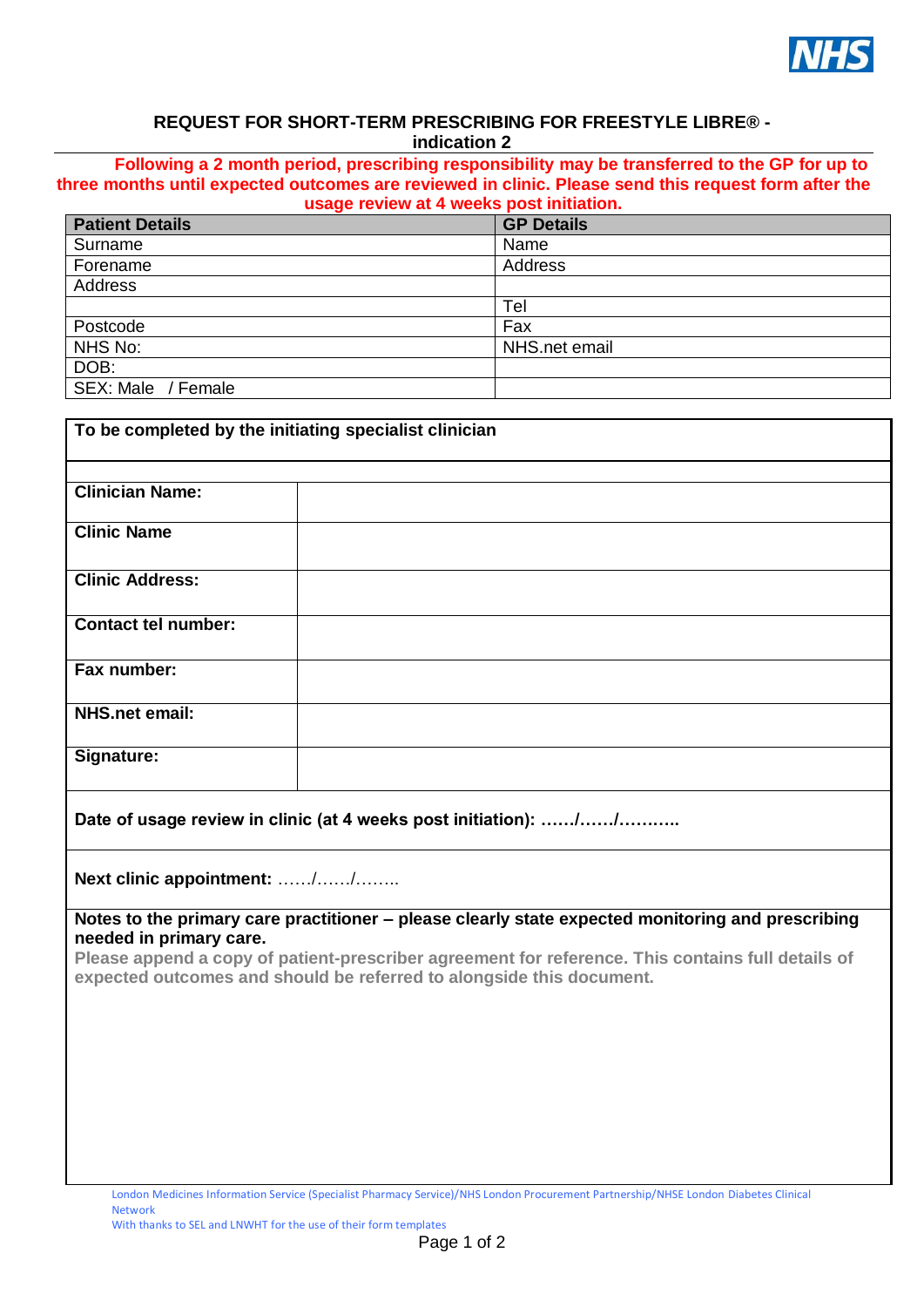## REQUEST FOR SHORT-TERM PRESCRIBING FOR FREESTYLE LIBRE® - indication 2

**Following a 2 month period, prescribing responsibility may be transferred to the GP for up to three months until expected outcomes are reviewed in clinic. Please send this request form after the usage review at 4 weeks post initiation.**

| Patient Details | GP Details |
|---|---|
| Surname | Name |
| Forename | Address |
| Address | |
| | Tel |
| Postcode | Fax |
| NHS No: | NHS.net email |
| DOB: | |
| SEX: Male / Female | |

**To be completed by the initiating specialist clinician**

| | |
|---|---|
| **Clinician Name:** | |
| **Clinic Name** | |
| **Clinic Address:** | |
| **Contact tel number:** | |
| **Fax number:** | |
| **NHS.net email:** | |
| **Signature:** | |

**Date of usage review in clinic (at 4 weeks post initiation): ……/……/………..**

**Next clinic appointment:** ……/……/……..

**Notes to the primary care practitioner – please clearly state expected monitoring and prescribing needed in primary care.**

**Please append a copy of patient-prescriber agreement for reference. This contains full details of expected outcomes and should be referred to alongside this document.**

London Medicines Information Service (Specialist Pharmacy Service)/NHS London Procurement Partnership/NHSE London Diabetes Clinical Network

With thanks to SEL and LNWHT for the use of their form templates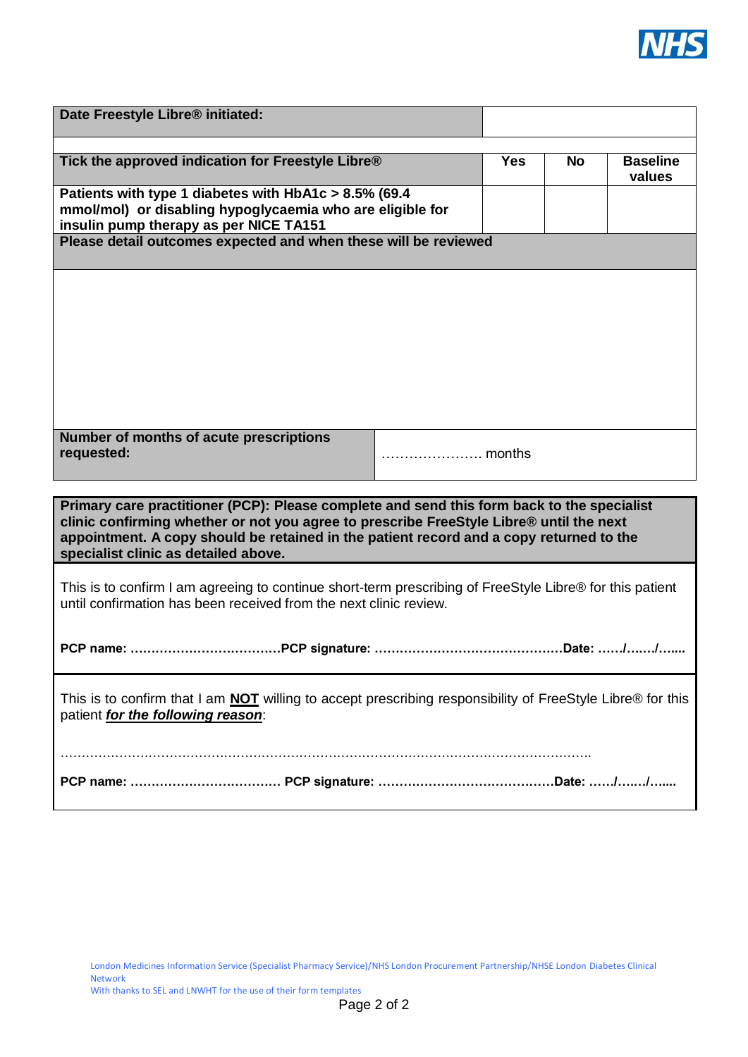| Date Freestyle Libre® initiated: | | | |
|---|---|---|---|
| **Tick the approved indication for Freestyle Libre®** | **Yes** | **No** | **Baseline values** |
| **Patients with type 1 diabetes with HbA1c > 8.5% (69.4 mmol/mol) or disabling hypoglycaemia who are eligible for insulin pump therapy as per NICE TA151** | | | |

| **Please detail outcomes expected and when these will be reviewed** |
|---|
| |

| | |
|---|---|
| **Number of months of acute prescriptions requested:** | …………………. months |

**Primary care practitioner (PCP): Please complete and send this form back to the specialist clinic confirming whether or not you agree to prescribe FreeStyle Libre® until the next appointment. A copy should be retained in the patient record and a copy returned to the specialist clinic as detailed above.**

This is to confirm I am agreeing to continue short-term prescribing of FreeStyle Libre® for this patient until confirmation has been received from the next clinic review.

**PCP name: ………………………………PCP signature: ………………………………………Date: ……/….…/…....**

This is to confirm that I am **NOT** willing to accept prescribing responsibility of FreeStyle Libre® for this patient ***for the following reason***:

……………………………………………………………………………………………………………….

**PCP name: ……………………………… PCP signature: ……………………………………Date: ……/….…/…....**

London Medicines Information Service (Specialist Pharmacy Service)/NHS London Procurement Partnership/NHSE London Diabetes Clinical Network
With thanks to SEL and LNWHT for the use of their form templates